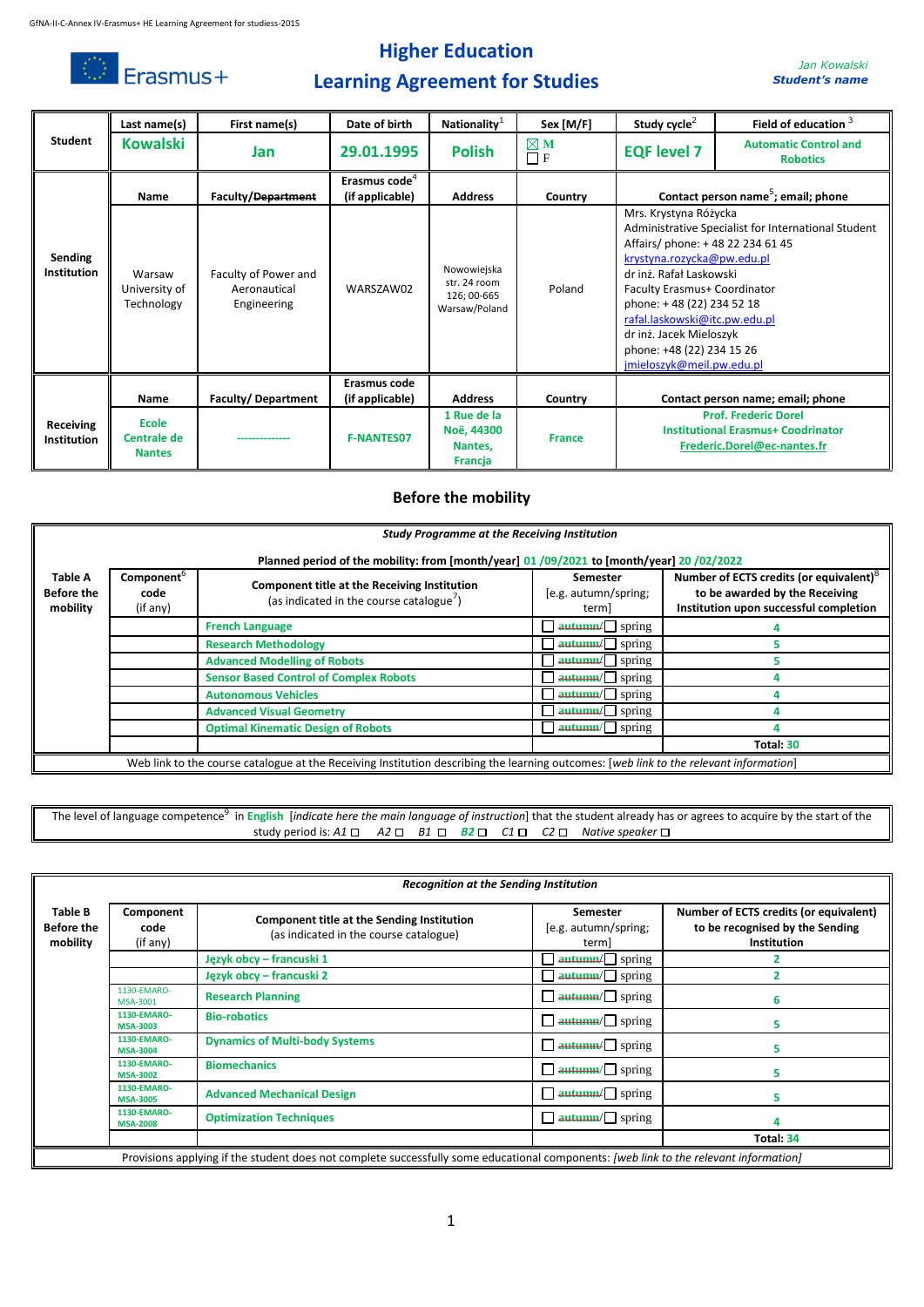GfNA-II-C-Annex IV-Erasmus+ HE Learning Agreement for studiess-2015

Erasmus+

# Higher Education
# Learning Agreement for Studies

*Jan Kowalski*
***Student's name***

| | Last name(s) | First name(s) | Date of birth | Nationality[1] | Sex [M/F] | Study cycle[2] | Field of education [3] |
|---|---|---|---|---|---|---|---|
| **Student** | **Kowalski** | **Jan** | **29.01.1995** | **Polish** | ☒ M ☐ F | **EQF level 7** | **Automatic Control and Robotics** |
| | **Name** | **Faculty/~~Department~~** | **Erasmus code[4] (if applicable)** | **Address** | **Country** | **Contact person name[5]; email; phone** | |
| **Sending Institution** | Warsaw University of Technology | Faculty of Power and Aeronautical Engineering | WARSZAW02 | Nowowiejska str. 24 room 126; 00-665 Warsaw/Poland | Poland | Mrs. Krystyna Różycka Administrative Specialist for International Student Affairs/ phone: + 48 22 234 61 45 krystyna.rozycka@pw.edu.pl dr inż. Rafał Laskowski Faculty Erasmus+ Coordinator phone: + 48 (22) 234 52 18 rafal.laskowski@itc.pw.edu.pl dr inż. Jacek Mieloszyk phone: +48 (22) 234 15 26 jmieloszyk@meil.pw.edu.pl | |
| | **Name** | **Faculty/ Department** | **Erasmus code (if applicable)** | **Address** | **Country** | **Contact person name; email; phone** | |
| **Receiving Institution** | **Ecole Centrale de Nantes** | ------------- | **F-NANTES07** | **1 Rue de la Noë, 44300 Nantes, Francja** | **France** | **Prof. Frederic Dorel Institutional Erasmus+ Coodrinator Frederic.Dorel@ec-nantes.fr** | |

## Before the mobility

***Study Programme at the Receiving Institution***

**Planned period of the mobility: from [month/year] 01 /09/2021 to [month/year] 20 /02/2022**

| Table A Before the mobility | Component[6] code (if any) | Component title at the Receiving Institution (as indicated in the course catalogue[7]) | Semester [e.g. autumn/spring; term] | Number of ECTS credits (or equivalent)[8] to be awarded by the Receiving Institution upon successful completion |
|---|---|---|---|---|
| | | **French Language** | ☐ ~~autumn~~/☐ spring | 4 |
| | | **Research Methodology** | ☐ ~~autumn~~/☐ spring | 5 |
| | | **Advanced Modelling of Robots** | ☐ ~~autumn~~/☐ spring | 5 |
| | | **Sensor Based Control of Complex Robots** | ☐ ~~autumn~~/☐ spring | 4 |
| | | **Autonomous Vehicles** | ☐ ~~autumn~~/☐ spring | 4 |
| | | **Advanced Visual Geometry** | ☐ ~~autumn~~/☐ spring | 4 |
| | | **Optimal Kinematic Design of Robots** | ☐ ~~autumn~~/☐ spring | 4 |
| | | | | **Total: 30** |

Web link to the course catalogue at the Receiving Institution describing the learning outcomes: *[web link to the relevant information]*

The level of language competence[9] in **English** [*indicate here the main language of instruction*] that the student already has or agrees to acquire by the start of the study period is: *A1* ☐ *A2* ☐ *B1* ☐ ***B2*** ☐ *C1* ☐ *C2* ☐ *Native speaker* ☐

***Recognition at the Sending Institution***

| Table B Before the mobility | Component code (if any) | Component title at the Sending Institution (as indicated in the course catalogue) | Semester [e.g. autumn/spring; term] | Number of ECTS credits (or equivalent) to be recognised by the Sending Institution |
|---|---|---|---|---|
| | | **Język obcy – francuski 1** | ☐ ~~autumn~~/☐ spring | 2 |
| | | **Język obcy – francuski 2** | ☐ ~~autumn~~/☐ spring | 2 |
| | 1130-EMARO-MSA-3001 | **Research Planning** | ☐ ~~autumn~~/☐ spring | 6 |
| | **1130-EMARO-MSA-3003** | **Bio-robotics** | ☐ ~~autumn~~/☐ spring | 5 |
| | **1130-EMARO-MSA-3004** | **Dynamics of Multi-body Systems** | ☐ ~~autumn~~/☐ spring | 5 |
| | **1130-EMARO-MSA-3002** | **Biomechanics** | ☐ ~~autumn~~/☐ spring | 5 |
| | **1130-EMARO-MSA-3005** | **Advanced Mechanical Design** | ☐ ~~autumn~~/☐ spring | 5 |
| | **1130-EMARO-MSA-2008** | **Optimization Techniques** | ☐ ~~autumn~~/☐ spring | 4 |
| | | | | **Total: 34** |

Provisions applying if the student does not complete successfully some educational components: *[web link to the relevant information]*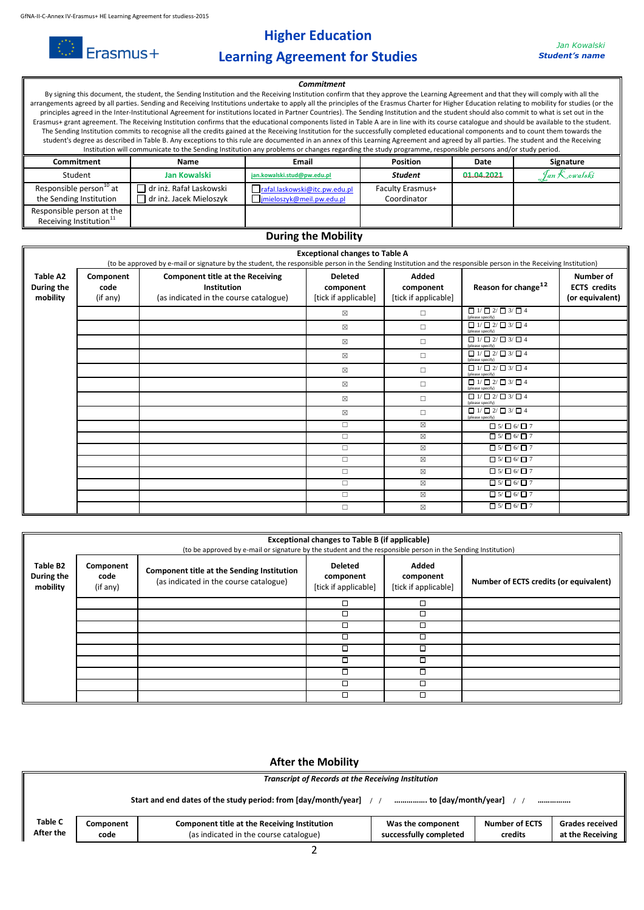# Higher Education
# Learning Agreement for Studies

*Jan Kowalski*
***Student's name***

| *Commitment* | | | | | |
|---|---|---|---|---|---|
| By signing this document, the student, the Sending Institution and the Receiving Institution confirm that they approve the Learning Agreement and that they will comply with all the arrangements agreed by all parties. Sending and Receiving Institutions undertake to apply all the principles of the Erasmus Charter for Higher Education relating to mobility for studies (or the principles agreed in the Inter-Institutional Agreement for institutions located in Partner Countries). The Sending Institution and the student should also commit to what is set out in the Erasmus+ grant agreement. The Receiving Institution confirms that the educational components listed in Table A are in line with its course catalogue and should be available to the student. The Sending Institution commits to recognise all the credits gained at the Receiving Institution for the successfully completed educational components and to count them towards the student's degree as described in Table B. Any exceptions to this rule are documented in an annex of this Learning Agreement and agreed by all parties. The student and the Receiving Institution will communicate to the Sending Institution any problems or changes regarding the study programme, responsible persons and/or study period. | | | | | |
| **Commitment** | **Name** | **Email** | **Position** | **Date** | **Signature** |
| Student | Jan Kowalski | jan.kowalski.stud@pw.edu.pl | ***Student*** | 01.04.2021 | *Jan Kowalski* |
| Responsible person[10] at the Sending Institution | ☐ dr inż. Rafał Laskowski ☐ dr inż. Jacek Mieloszyk | ☐ rafal.laskowski@itc.pw.edu.pl ☐ jmieloszyk@meil.pw.edu.pl | Faculty Erasmus+ Coordinator | | |
| Responsible person at the Receiving Institution[11] | | | | | |

## During the Mobility

| **Exceptional changes to Table A** (to be approved by e-mail or signature by the student, the responsible person in the Sending Institution and the responsible person in the Receiving Institution) | | | | | | |
|---|---|---|---|---|---|---|
| **Table A2 During the mobility** | **Component code** (if any) | **Component title at the Receiving Institution** (as indicated in the course catalogue) | **Deleted component** [tick if applicable] | **Added component** [tick if applicable] | **Reason for change[12]** | **Number of ECTS credits (or equivalent)** |
| | | | ☒ | ☐ | ☐ 1/ ☐ 2/ ☐ 3/ ☐ 4 (please specify) | |
| | | | ☒ | ☐ | ☐ 1/ ☐ 2/ ☐ 3/ ☐ 4 (please specify) | |
| | | | ☒ | ☐ | ☐ 1/ ☐ 2/ ☐ 3/ ☐ 4 (please specify) | |
| | | | ☒ | ☐ | ☐ 1/ ☐ 2/ ☐ 3/ ☐ 4 (please specify) | |
| | | | ☒ | ☐ | ☐ 1/ ☐ 2/ ☐ 3/ ☐ 4 (please specify) | |
| | | | ☒ | ☐ | ☐ 1/ ☐ 2/ ☐ 3/ ☐ 4 (please specify) | |
| | | | ☒ | ☐ | ☐ 1/ ☐ 2/ ☐ 3/ ☐ 4 (please specify) | |
| | | | ☒ | ☐ | ☐ 1/ ☐ 2/ ☐ 3/ ☐ 4 (please specify) | |
| | | | ☐ | ☒ | ☐ 5/ ☐ 6/ ☐ 7 | |
| | | | ☐ | ☒ | ☐ 5/ ☐ 6/ ☐ 7 | |
| | | | ☐ | ☒ | ☐ 5/ ☐ 6/ ☐ 7 | |
| | | | ☐ | ☒ | ☐ 5/ ☐ 6/ ☐ 7 | |
| | | | ☐ | ☒ | ☐ 5/ ☐ 6/ ☐ 7 | |
| | | | ☐ | ☒ | ☐ 5/ ☐ 6/ ☐ 7 | |
| | | | ☐ | ☒ | ☐ 5/ ☐ 6/ ☐ 7 | |
| | | | ☐ | ☒ | ☐ 5/ ☐ 6/ ☐ 7 | |

| **Exceptional changes to Table B (if applicable)** (to be approved by e-mail or signature by the student and the responsible person in the Sending Institution) | | | | | |
|---|---|---|---|---|---|
| **Table B2 During the mobility** | **Component code** (if any) | **Component title at the Sending Institution** (as indicated in the course catalogue) | **Deleted component** [tick if applicable] | **Added component** [tick if applicable] | **Number of ECTS credits (or equivalent)** |
| | | | ☐ | ☐ | |
| | | | ☐ | ☐ | |
| | | | ☐ | ☐ | |
| | | | ☐ | ☐ | |
| | | | ☐ | ☐ | |
| | | | ☐ | ☐ | |
| | | | ☐ | ☐ | |
| | | | ☐ | ☐ | |
| | | | ☐ | ☐ | |

## After the Mobility

| ***Transcript of Records at the Receiving Institution*** **Start and end dates of the study period: from [day/month/year]** / / ............... **to [day/month/year]** / / ............... | | | | | |
|---|---|---|---|---|---|
| **Table C After the** | **Component code** | **Component title at the Receiving Institution** (as indicated in the course catalogue) | **Was the component successfully completed** | **Number of ECTS credits** | **Grades received at the Receiving** |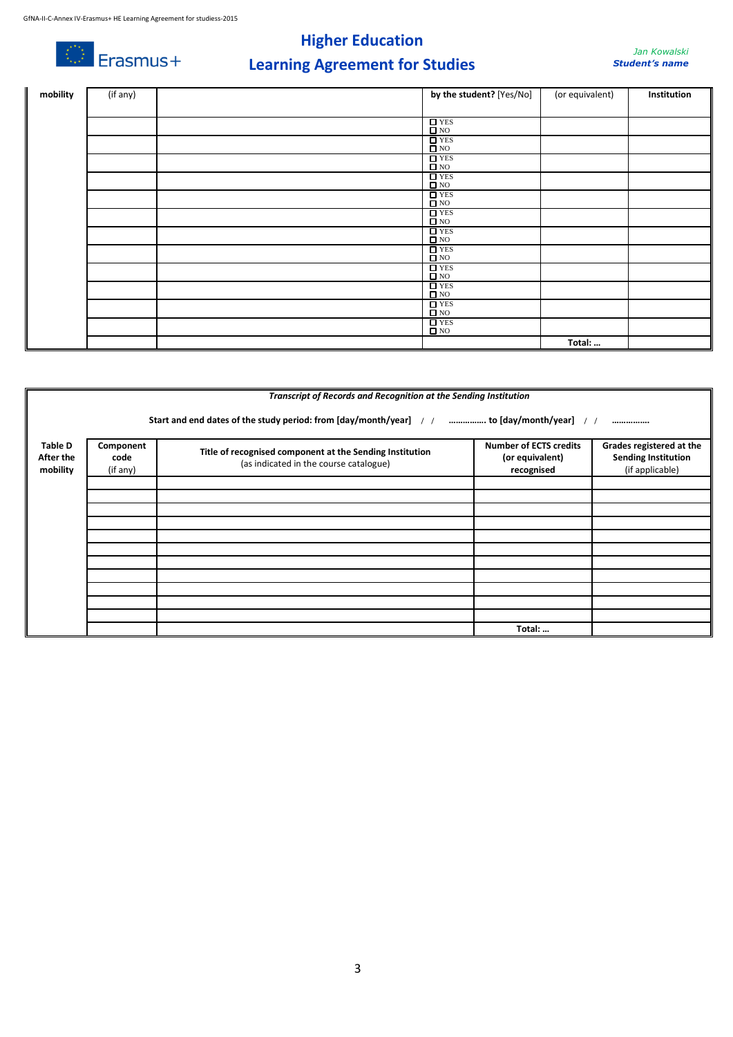| mobility | (if any) | | by the student? [Yes/No] | (or equivalent) | Institution |
|---|---|---|---|---|---|
| | | | ☐ YES ☐ NO | | |
| | | | ☐ YES ☐ NO | | |
| | | | ☐ YES ☐ NO | | |
| | | | ☐ YES ☐ NO | | |
| | | | ☐ YES ☐ NO | | |
| | | | ☐ YES ☐ NO | | |
| | | | ☐ YES ☐ NO | | |
| | | | ☐ YES ☐ NO | | |
| | | | ☐ YES ☐ NO | | |
| | | | ☐ YES ☐ NO | | |
| | | | ☐ YES ☐ NO | | |
| | | | ☐ YES ☐ NO | | |
| | | | | Total: … | |

***Transcript of Records and Recognition at the Sending Institution***

**Start and end dates of the study period: from [day/month/year]** / / ……………. **to [day/month/year]** / / …………….

| Table D After the mobility | Component code (if any) | Title of recognised component at the Sending Institution (as indicated in the course catalogue) | Number of ECTS credits (or equivalent) recognised | Grades registered at the Sending Institution (if applicable) |
|---|---|---|---|---|
| | | | | |
| | | | | |
| | | | | |
| | | | | |
| | | | | |
| | | | | |
| | | | | |
| | | | | |
| | | | | |
| | | | | |
| | | | | |
| | | | Total: … | |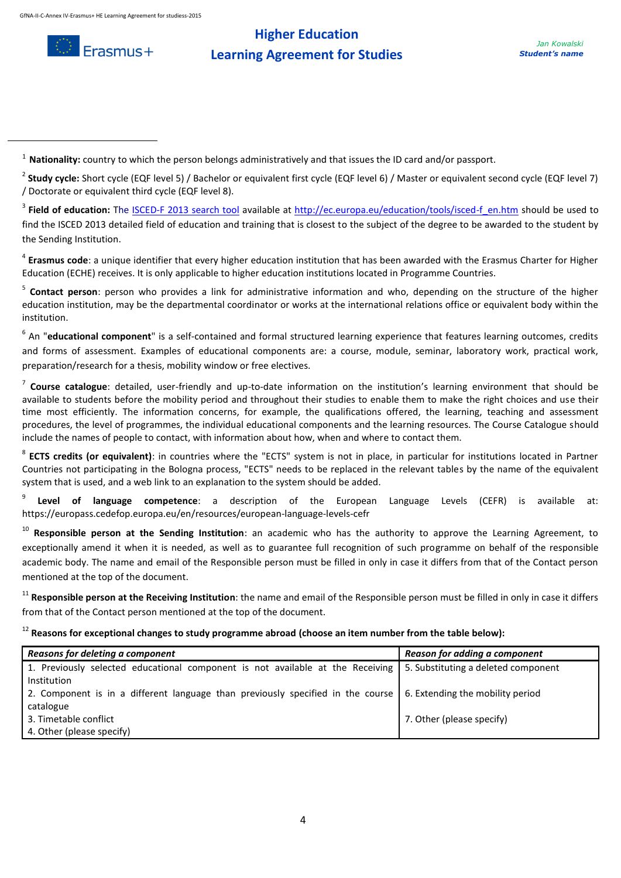[1] **Nationality:** country to which the person belongs administratively and that issues the ID card and/or passport.

[2] **Study cycle:** Short cycle (EQF level 5) / Bachelor or equivalent first cycle (EQF level 6) / Master or equivalent second cycle (EQF level 7) / Doctorate or equivalent third cycle (EQF level 8).

[3] **Field of education:** The ISCED-F 2013 search tool available at http://ec.europa.eu/education/tools/isced-f_en.htm should be used to find the ISCED 2013 detailed field of education and training that is closest to the subject of the degree to be awarded to the student by the Sending Institution.

[4] **Erasmus code**: a unique identifier that every higher education institution that has been awarded with the Erasmus Charter for Higher Education (ECHE) receives. It is only applicable to higher education institutions located in Programme Countries.

[5] **Contact person**: person who provides a link for administrative information and who, depending on the structure of the higher education institution, may be the departmental coordinator or works at the international relations office or equivalent body within the institution.

[6] An "**educational component**" is a self-contained and formal structured learning experience that features learning outcomes, credits and forms of assessment. Examples of educational components are: a course, module, seminar, laboratory work, practical work, preparation/research for a thesis, mobility window or free electives.

[7] **Course catalogue**: detailed, user-friendly and up-to-date information on the institution's learning environment that should be available to students before the mobility period and throughout their studies to enable them to make the right choices and use their time most efficiently. The information concerns, for example, the qualifications offered, the learning, teaching and assessment procedures, the level of programmes, the individual educational components and the learning resources. The Course Catalogue should include the names of people to contact, with information about how, when and where to contact them.

[8] **ECTS credits (or equivalent)**: in countries where the "ECTS" system is not in place, in particular for institutions located in Partner Countries not participating in the Bologna process, "ECTS" needs to be replaced in the relevant tables by the name of the equivalent system that is used, and a web link to an explanation to the system should be added.

[9] **Level of language competence**: a description of the European Language Levels (CEFR) is available at: https://europass.cedefop.europa.eu/en/resources/european-language-levels-cefr

[10] **Responsible person at the Sending Institution**: an academic who has the authority to approve the Learning Agreement, to exceptionally amend it when it is needed, as well as to guarantee full recognition of such programme on behalf of the responsible academic body. The name and email of the Responsible person must be filled in only in case it differs from that of the Contact person mentioned at the top of the document.

[11] **Responsible person at the Receiving Institution**: the name and email of the Responsible person must be filled in only in case it differs from that of the Contact person mentioned at the top of the document.

[12] **Reasons for exceptional changes to study programme abroad (choose an item number from the table below):**

| ***Reasons for deleting a component*** | ***Reason for adding a component*** |
|---|---|
| 1. Previously selected educational component is not available at the Receiving Institution | 5. Substituting a deleted component |
| 2. Component is in a different language than previously specified in the course catalogue | 6. Extending the mobility period |
| 3. Timetable conflict | 7. Other (please specify) |
| 4. Other (please specify) | |